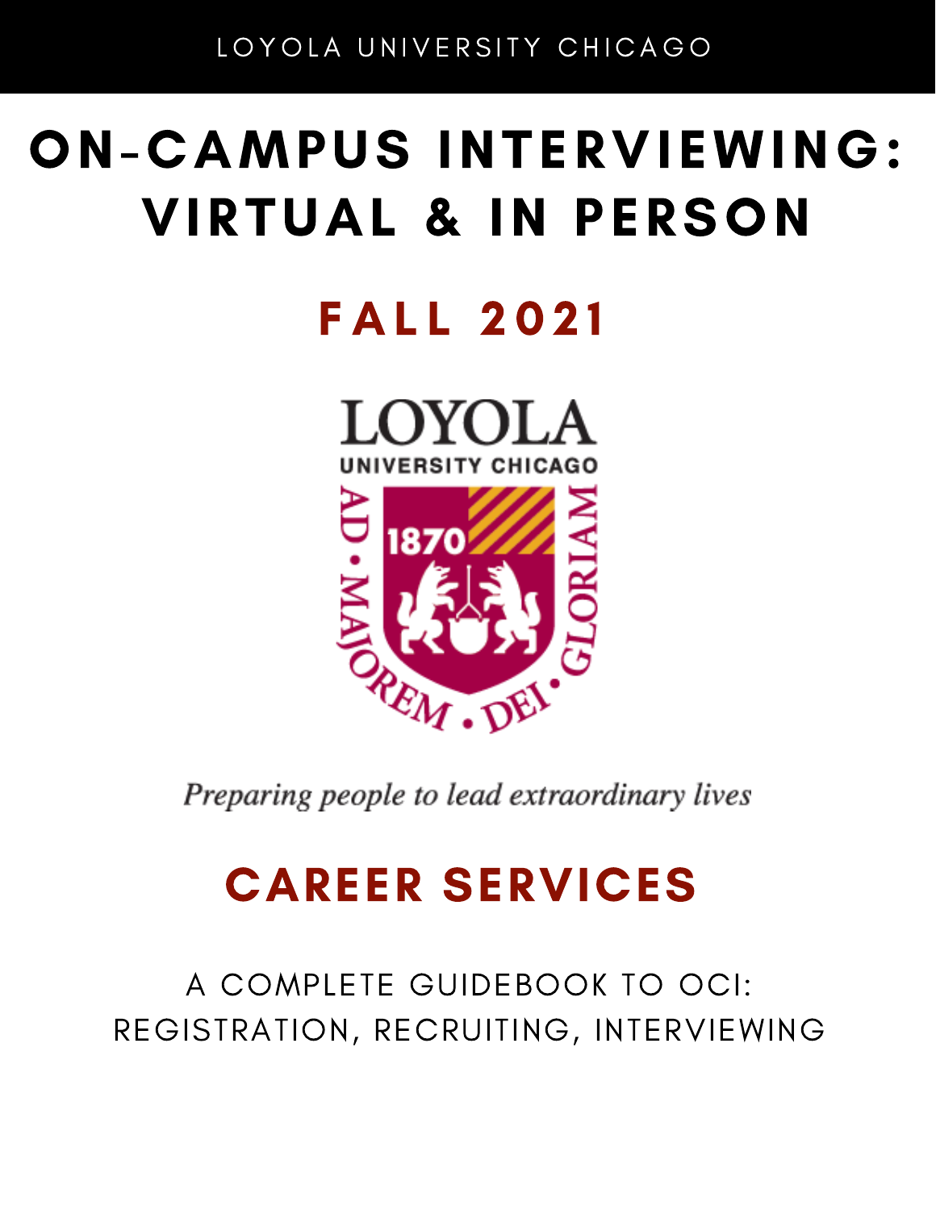LOYOLA UNIVERSITY CHICAGO

# ON-CAMPUS INTERVIEWING: VIRTUAL & IN PERSON

## FALL 2021

LOYOLA

UNIVERSITY CHICAGO

AD · MAJOREM · DEI · GLORIAM

1870

*Preparing people to lead extraordinary lives*

## CAREER SERVICES

A COMPLETE GUIDEBOOK TO OCI: REGISTRATION, RECRUITING, INTERVIEWING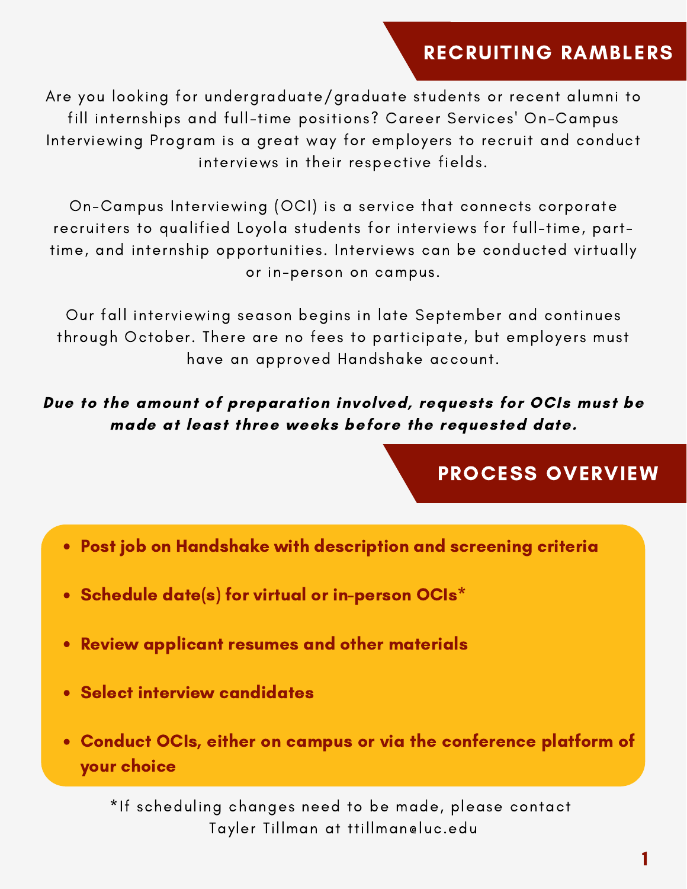## RECRUITING RAMBLERS

Are you looking for undergraduate/graduate students or recent alumni to fill internships and full-time positions? Career Services' On-Campus Interviewing Program is a great way for employers to recruit and conduct interviews in their respective fields.

On-Campus Interviewing (OCI) is a service that connects corporate recruiters to qualified Loyola students for interviews for full-time, part-time, and internship opportunities. Interviews can be conducted virtually or in-person on campus.

Our fall interviewing season begins in late September and continues through October. There are no fees to participate, but employers must have an approved Handshake account.

***Due to the amount of preparation involved, requests for OCIs must be made at least three weeks before the requested date.***

## PROCESS OVERVIEW

- **Post job on Handshake with description and screening criteria**
- **Schedule date(s) for virtual or in-person OCIs***
- **Review applicant resumes and other materials**
- **Select interview candidates**
- **Conduct OCIs, either on campus or via the conference platform of your choice**

*If scheduling changes need to be made, please contact Tayler Tillman at ttillman@luc.edu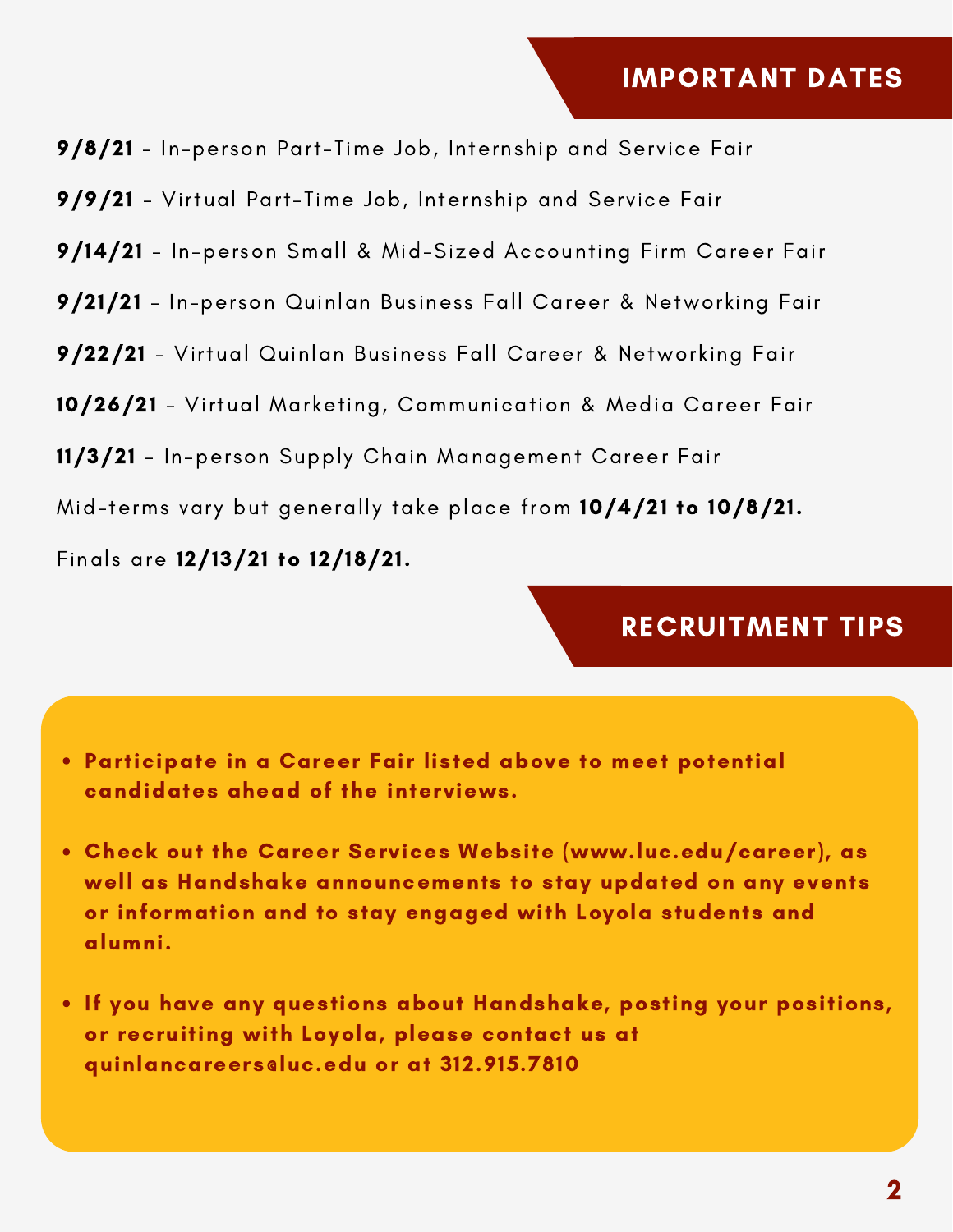## IMPORTANT DATES

**9/8/21** - In-person Part-Time Job, Internship and Service Fair

**9/9/21** - Virtual Part-Time Job, Internship and Service Fair

**9/14/21** - In-person Small & Mid-Sized Accounting Firm Career Fair

**9/21/21** - In-person Quinlan Business Fall Career & Networking Fair

**9/22/21** - Virtual Quinlan Business Fall Career & Networking Fair

**10/26/21** - Virtual Marketing, Communication & Media Career Fair

**11/3/21** - In-person Supply Chain Management Career Fair

Mid-terms vary but generally take place from **10/4/21 to 10/8/21.**

Finals are **12/13/21 to 12/18/21.**

## RECRUITMENT TIPS

- **Participate in a Career Fair listed above to meet potential candidates ahead of the interviews.**
- **Check out the Career Services Website (www.luc.edu/career), as well as Handshake announcements to stay updated on any events or information and to stay engaged with Loyola students and alumni.**
- **If you have any questions about Handshake, posting your positions, or recruiting with Loyola, please contact us at quinlancareers@luc.edu or at 312.915.7810**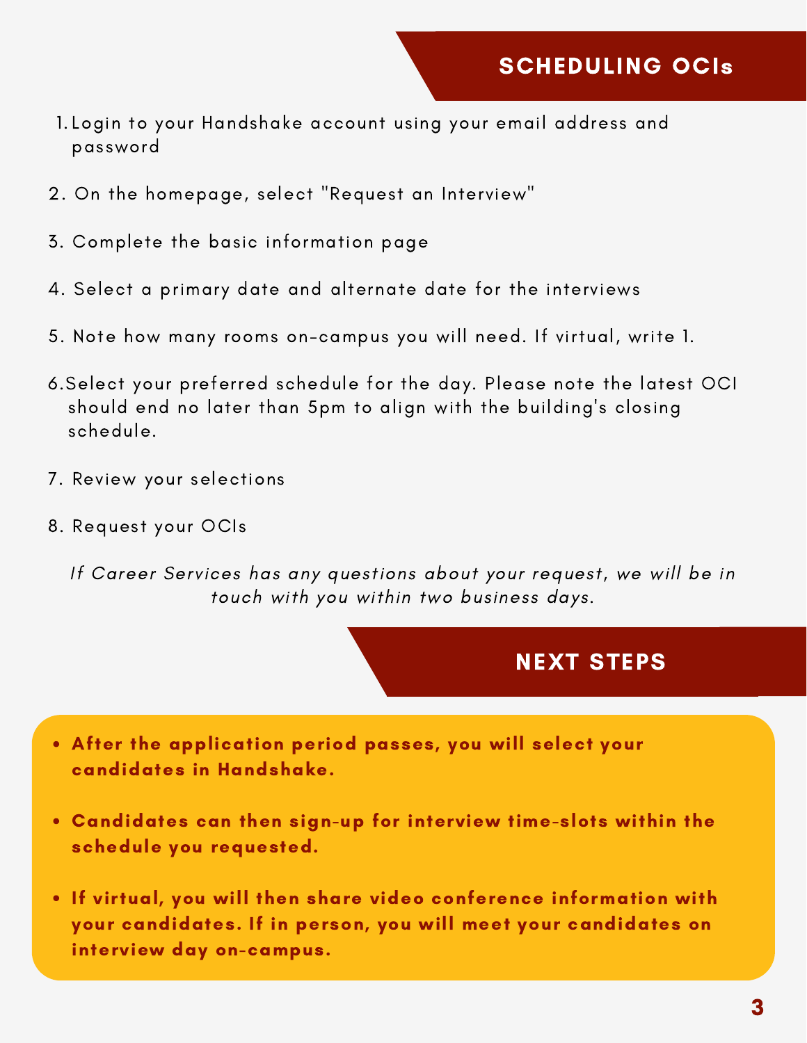## SCHEDULING OCIs

1. Login to your Handshake account using your email address and password
2. On the homepage, select "Request an Interview"
3. Complete the basic information page
4. Select a primary date and alternate date for the interviews
5. Note how many rooms on-campus you will need. If virtual, write 1.
6. Select your preferred schedule for the day. Please note the latest OCI should end no later than 5pm to align with the building's closing schedule.
7. Review your selections
8. Request your OCIs

*If Career Services has any questions about your request, we will be in touch with you within two business days.*

## NEXT STEPS

- **After the application period passes, you will select your candidates in Handshake.**
- **Candidates can then sign-up for interview time-slots within the schedule you requested.**
- **If virtual, you will then share video conference information with your candidates. If in person, you will meet your candidates on interview day on-campus.**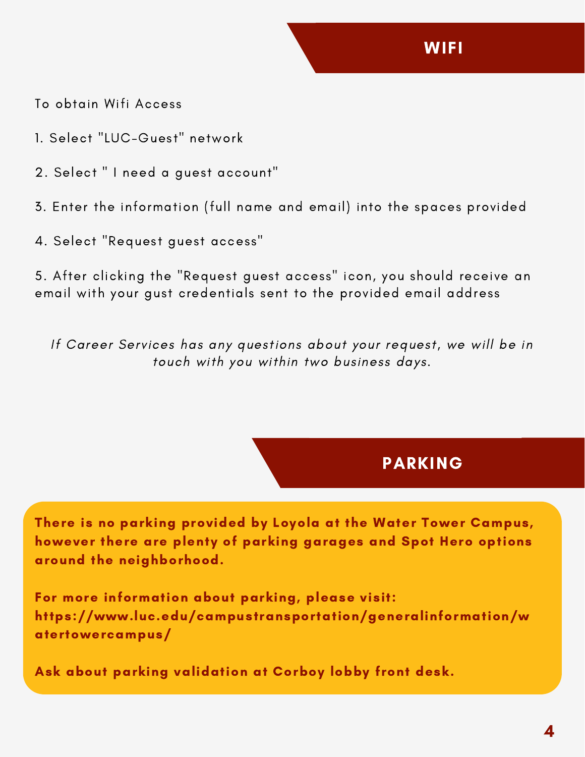## WIFI

To obtain Wifi Access

1. Select "LUC-Guest" network
2. Select " I need a guest account"
3. Enter the information (full name and email) into the spaces provided
4. Select "Request guest access"
5. After clicking the "Request guest access" icon, you should receive an email with your gust credentials sent to the provided email address

*If Career Services has any questions about your request, we will be in touch with you within two business days.*

## PARKING

**There is no parking provided by Loyola at the Water Tower Campus, however there are plenty of parking garages and Spot Hero options around the neighborhood.**

**For more information about parking, please visit: https://www.luc.edu/campustransportation/generalinformation/watertowercampus/**

**Ask about parking validation at Corboy lobby front desk.**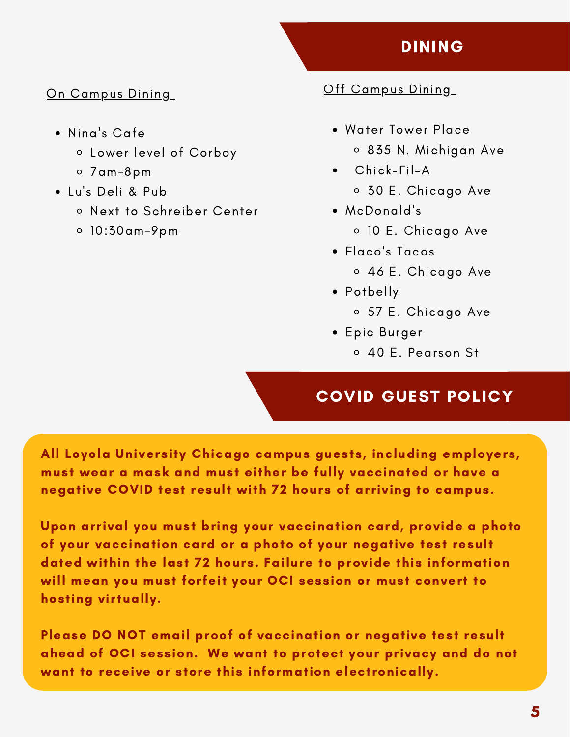## DINING

### On Campus Dining

- Nina's Cafe
  - Lower level of Corboy
  - 7am-8pm
- Lu's Deli & Pub
  - Next to Schreiber Center
  - 10:30am-9pm

### Off Campus Dining

- Water Tower Place
  - 835 N. Michigan Ave
- Chick-Fil-A
  - 30 E. Chicago Ave
- McDonald's
  - 10 E. Chicago Ave
- Flaco's Tacos
  - 46 E. Chicago Ave
- Potbelly
  - 57 E. Chicago Ave
- Epic Burger
  - 40 E. Pearson St

## COVID GUEST POLICY

**All Loyola University Chicago campus guests, including employers, must wear a mask and must either be fully vaccinated or have a negative COVID test result with 72 hours of arriving to campus.**

**Upon arrival you must bring your vaccination card, provide a photo of your vaccination card or a photo of your negative test result dated within the last 72 hours. Failure to provide this information will mean you must forfeit your OCI session or must convert to hosting virtually.**

**Please DO NOT email proof of vaccination or negative test result ahead of OCI session. We want to protect your privacy and do not want to receive or store this information electronically.**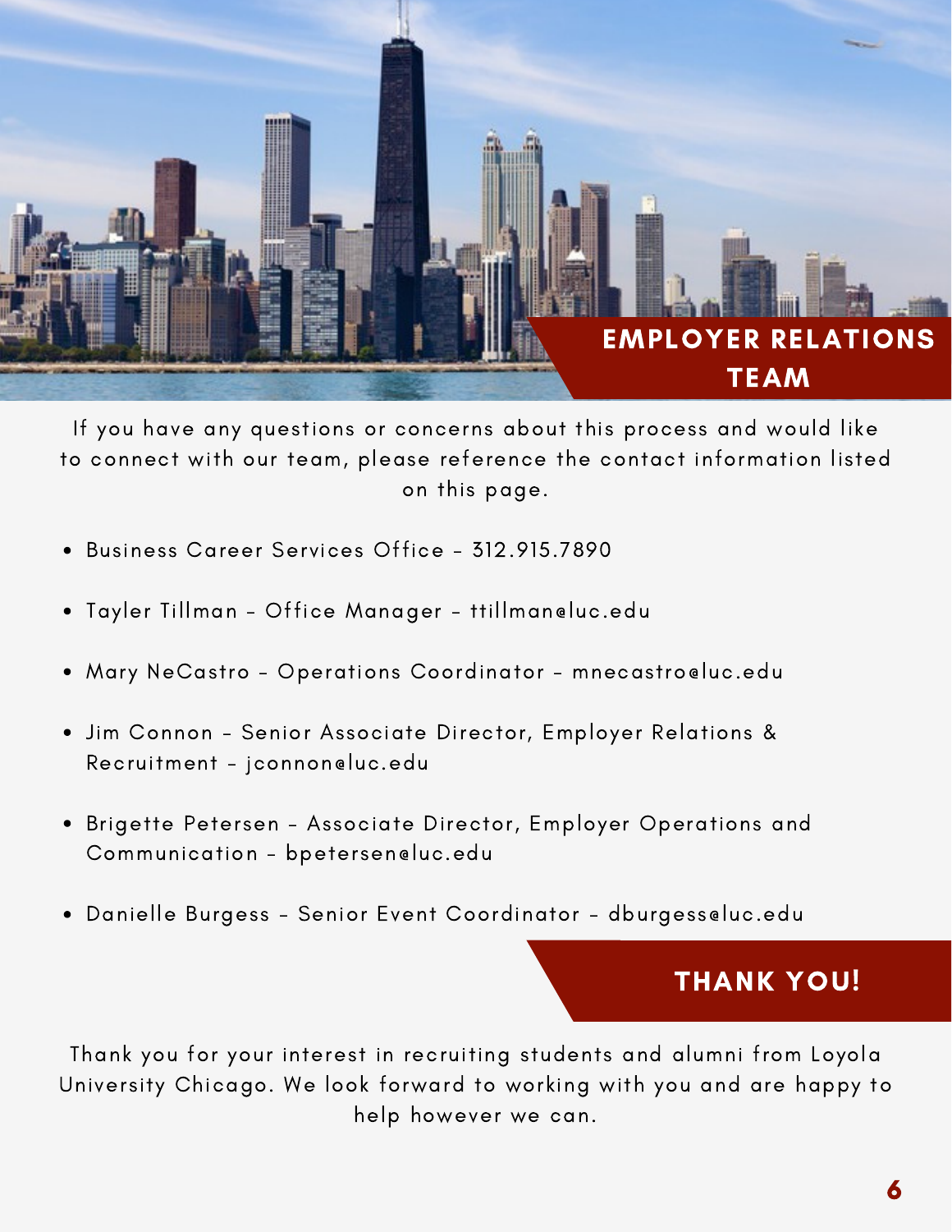## EMPLOYER RELATIONS TEAM

If you have any questions or concerns about this process and would like to connect with our team, please reference the contact information listed on this page.

- Business Career Services Office - 312.915.7890
- Tayler Tillman - Office Manager - ttillman@luc.edu
- Mary NeCastro - Operations Coordinator - mnecastro@luc.edu
- Jim Connon - Senior Associate Director, Employer Relations & Recruitment - jconnon@luc.edu
- Brigette Petersen - Associate Director, Employer Operations and Communication - bpetersen@luc.edu
- Danielle Burgess - Senior Event Coordinator - dburgess@luc.edu

## THANK YOU!

Thank you for your interest in recruiting students and alumni from Loyola University Chicago. We look forward to working with you and are happy to help however we can.